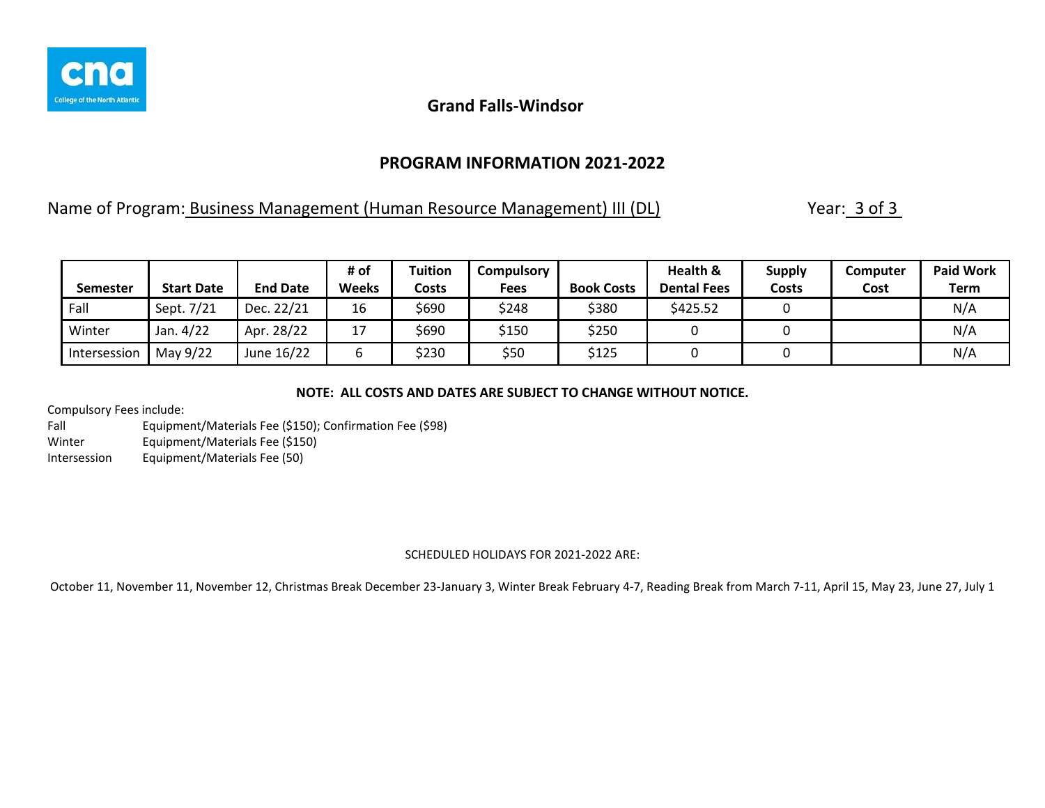Grand Falls-Windsor

## PROGRAM INFORMATION 2021-2022

Name of Program: Business Management (Human Resource Management) III (DL) Year: 3 of 3

| Semester | Start Date | End Date | # of Weeks | Tuition Costs | Compulsory Fees | Book Costs | Health & Dental Fees | Supply Costs | Computer Cost | Paid Work Term |
|---|---|---|---|---|---|---|---|---|---|---|
| Fall | Sept. 7/21 | Dec. 22/21 | 16 | $690 | $248 | $380 | $425.52 | 0 | | N/A |
| Winter | Jan. 4/22 | Apr. 28/22 | 17 | $690 | $150 | $250 | 0 | 0 | | N/A |
| Intersession | May 9/22 | June 16/22 | 6 | $230 | $50 | $125 | 0 | 0 | | N/A |

**NOTE: ALL COSTS AND DATES ARE SUBJECT TO CHANGE WITHOUT NOTICE.**

Compulsory Fees include:

Fall Equipment/Materials Fee ($150); Confirmation Fee ($98)

Winter Equipment/Materials Fee ($150)

Intersession Equipment/Materials Fee (50)

SCHEDULED HOLIDAYS FOR 2021-2022 ARE:

October 11, November 11, November 12, Christmas Break December 23-January 3, Winter Break February 4-7, Reading Break from March 7-11, April 15, May 23, June 27, July 1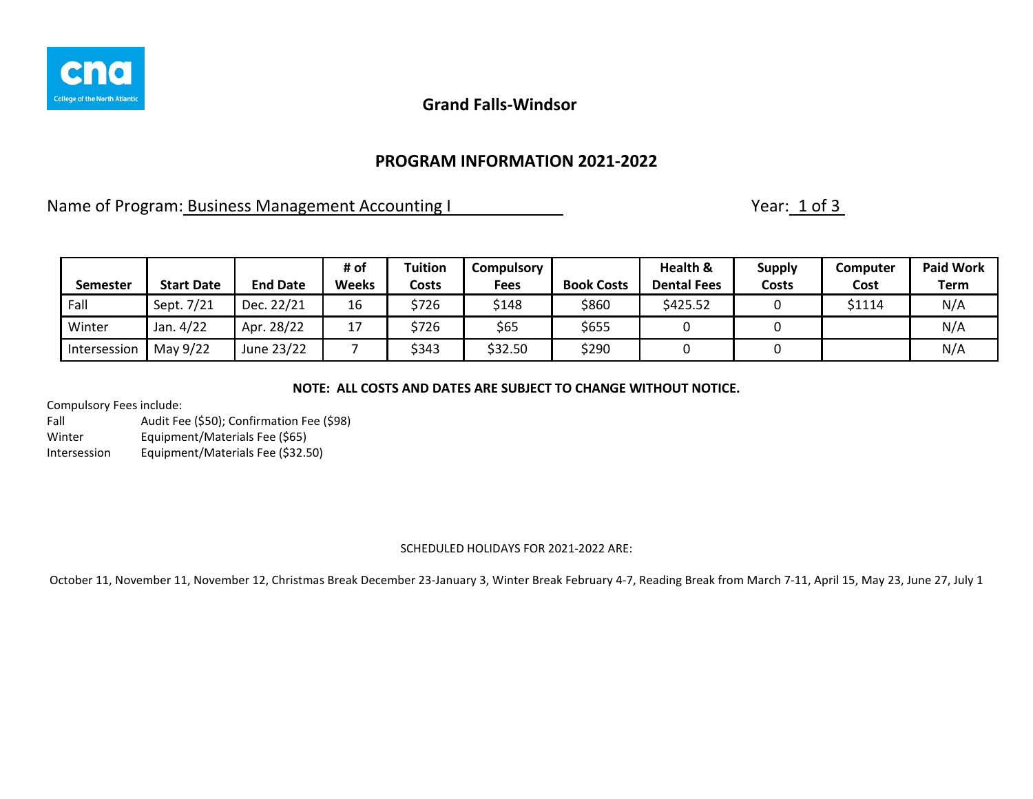**Grand Falls-Windsor**

## PROGRAM INFORMATION 2021-2022

Name of Program: Business Management Accounting I Year: 1 of 3

| Semester | Start Date | End Date | # of Weeks | Tuition Costs | Compulsory Fees | Book Costs | Health & Dental Fees | Supply Costs | Computer Cost | Paid Work Term |
|---|---|---|---|---|---|---|---|---|---|---|
| Fall | Sept. 7/21 | Dec. 22/21 | 16 | $726 | $148 | $860 | $425.52 | 0 | $1114 | N/A |
| Winter | Jan. 4/22 | Apr. 28/22 | 17 | $726 | $65 | $655 | 0 | 0 | | N/A |
| Intersession | May 9/22 | June 23/22 | 7 | $343 | $32.50 | $290 | 0 | 0 | | N/A |

**NOTE: ALL COSTS AND DATES ARE SUBJECT TO CHANGE WITHOUT NOTICE.**

Compulsory Fees include:
Fall Audit Fee ($50); Confirmation Fee ($98)
Winter Equipment/Materials Fee ($65)
Intersession Equipment/Materials Fee ($32.50)

SCHEDULED HOLIDAYS FOR 2021-2022 ARE:

October 11, November 11, November 12, Christmas Break December 23-January 3, Winter Break February 4-7, Reading Break from March 7-11, April 15, May 23, June 27, July 1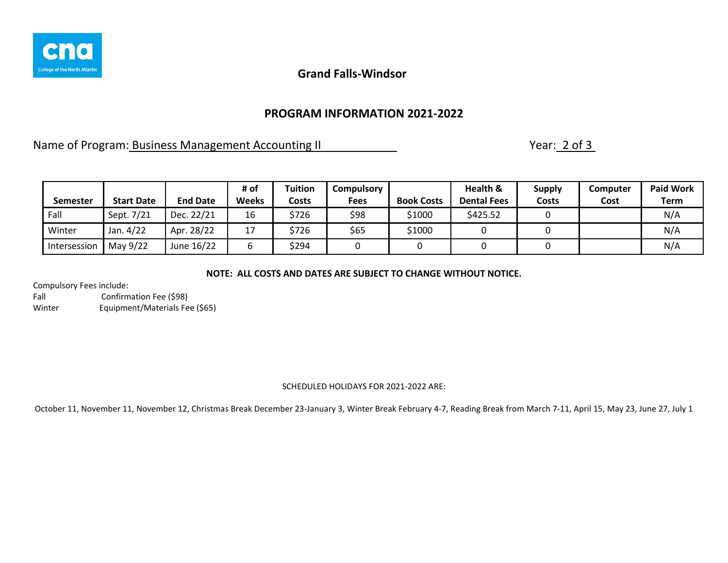## Grand Falls-Windsor

## PROGRAM INFORMATION 2021-2022

Name of Program: Business Management Accounting II Year: 2 of 3

| Semester | Start Date | End Date | # of Weeks | Tuition Costs | Compulsory Fees | Book Costs | Health & Dental Fees | Supply Costs | Computer Cost | Paid Work Term |
|---|---|---|---|---|---|---|---|---|---|---|
| Fall | Sept. 7/21 | Dec. 22/21 | 16 | $726 | $98 | $1000 | $425.52 | 0 | | N/A |
| Winter | Jan. 4/22 | Apr. 28/22 | 17 | $726 | $65 | $1000 | 0 | 0 | | N/A |
| Intersession | May 9/22 | June 16/22 | 6 | $294 | 0 | 0 | 0 | 0 | | N/A |

**NOTE: ALL COSTS AND DATES ARE SUBJECT TO CHANGE WITHOUT NOTICE.**

Compulsory Fees include:
Fall Confirmation Fee ($98)
Winter Equipment/Materials Fee ($65)

SCHEDULED HOLIDAYS FOR 2021-2022 ARE:

October 11, November 11, November 12, Christmas Break December 23-January 3, Winter Break February 4-7, Reading Break from March 7-11, April 15, May 23, June 27, July 1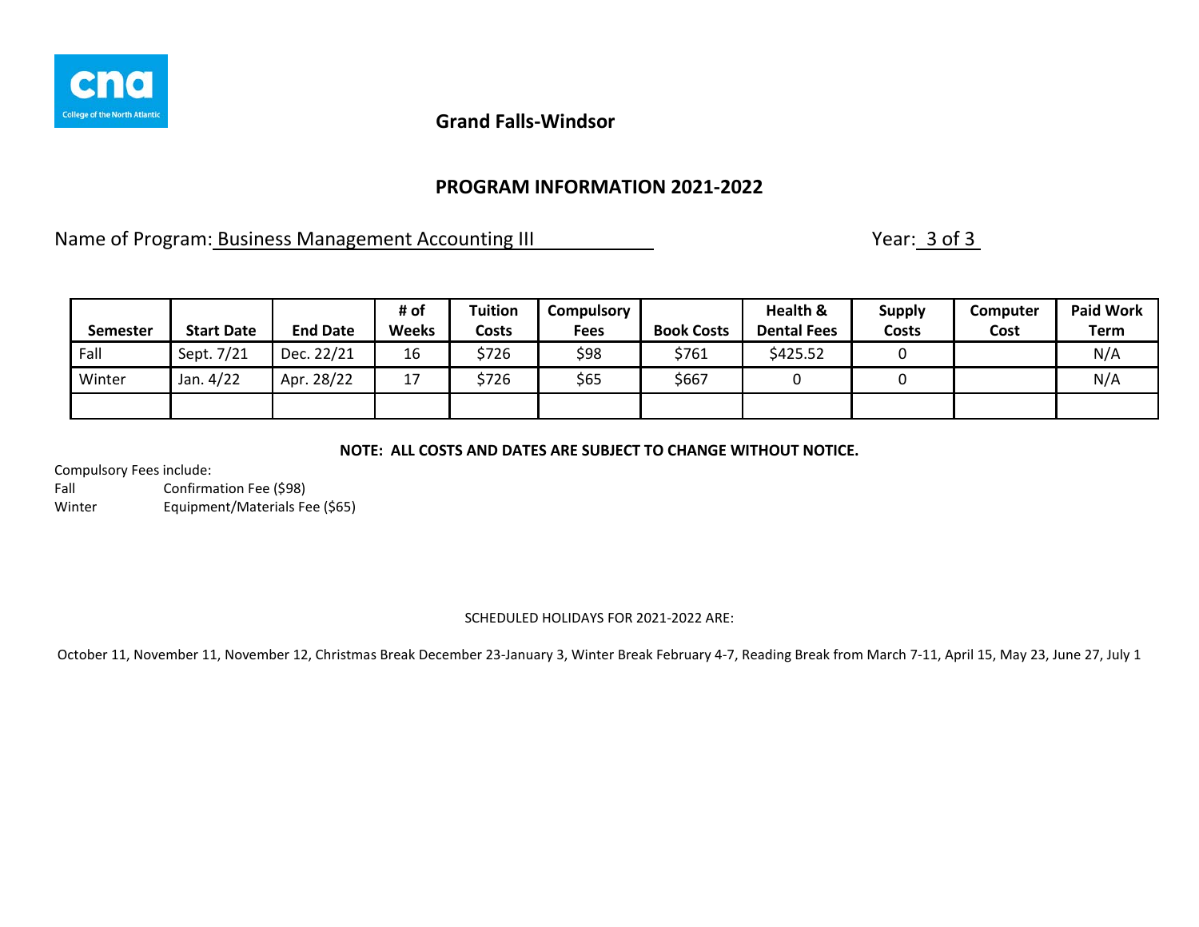**Grand Falls-Windsor**

## PROGRAM INFORMATION 2021-2022

Name of Program: Business Management Accounting III

Year: 3 of 3

| Semester | Start Date | End Date | # of Weeks | Tuition Costs | Compulsory Fees | Book Costs | Health & Dental Fees | Supply Costs | Computer Cost | Paid Work Term |
|---|---|---|---|---|---|---|---|---|---|---|
| Fall | Sept. 7/21 | Dec. 22/21 | 16 | $726 | $98 | $761 | $425.52 | 0 | | N/A |
| Winter | Jan. 4/22 | Apr. 28/22 | 17 | $726 | $65 | $667 | 0 | 0 | | N/A |
| | | | | | | | | | | |

**NOTE: ALL COSTS AND DATES ARE SUBJECT TO CHANGE WITHOUT NOTICE.**

Compulsory Fees include:

Fall Confirmation Fee ($98)

Winter Equipment/Materials Fee ($65)

SCHEDULED HOLIDAYS FOR 2021-2022 ARE:

October 11, November 11, November 12, Christmas Break December 23-January 3, Winter Break February 4-7, Reading Break from March 7-11, April 15, May 23, June 27, July 1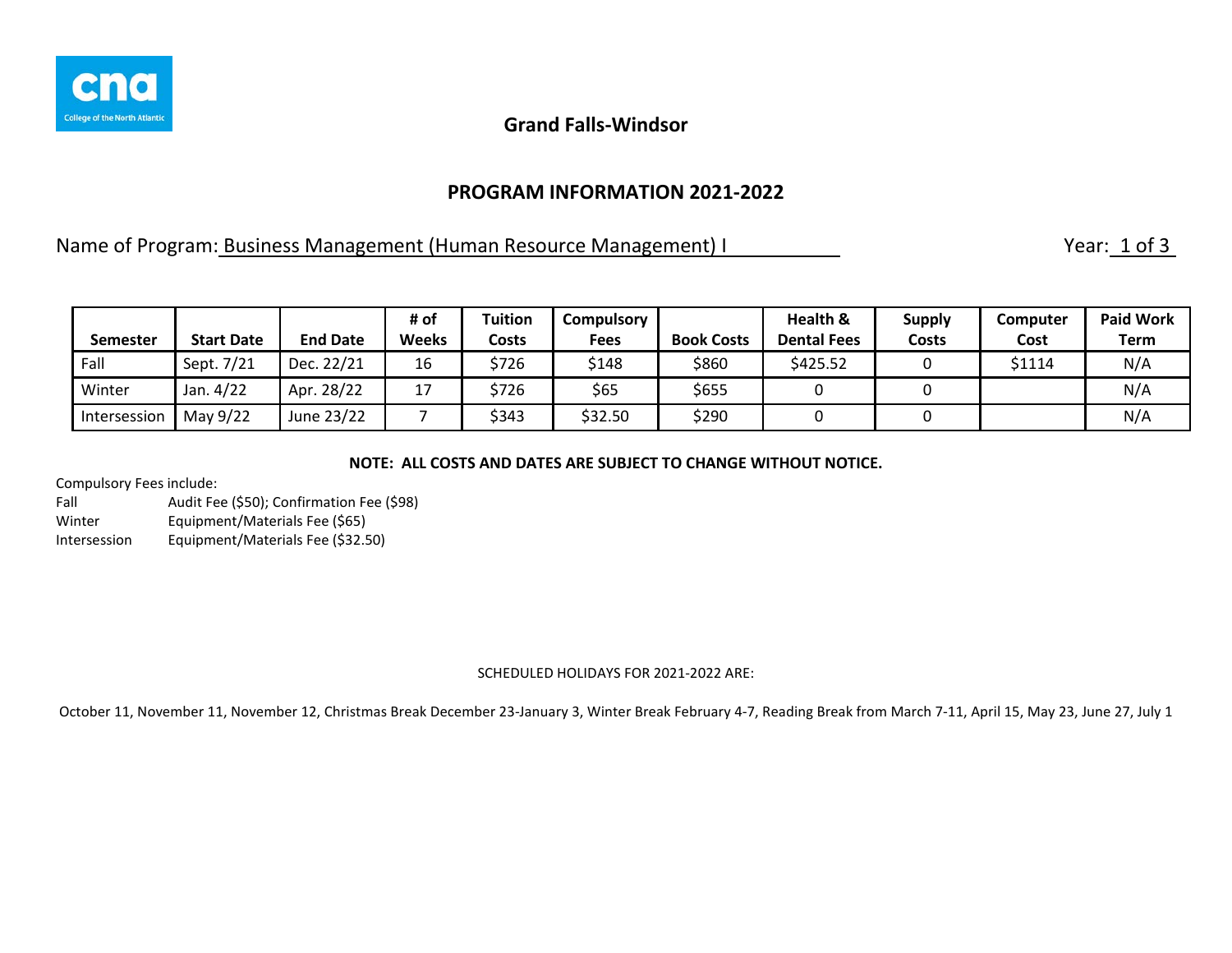**Grand Falls-Windsor**

## PROGRAM INFORMATION 2021-2022

Name of Program: Business Management (Human Resource Management) I

Year: 1 of 3

| Semester | Start Date | End Date | # of Weeks | Tuition Costs | Compulsory Fees | Book Costs | Health & Dental Fees | Supply Costs | Computer Cost | Paid Work Term |
|---|---|---|---|---|---|---|---|---|---|---|
| Fall | Sept. 7/21 | Dec. 22/21 | 16 | $726 | $148 | $860 | $425.52 | 0 | $1114 | N/A |
| Winter | Jan. 4/22 | Apr. 28/22 | 17 | $726 | $65 | $655 | 0 | 0 | | N/A |
| Intersession | May 9/22 | June 23/22 | 7 | $343 | $32.50 | $290 | 0 | 0 | | N/A |

**NOTE: ALL COSTS AND DATES ARE SUBJECT TO CHANGE WITHOUT NOTICE.**

Compulsory Fees include:

Fall Audit Fee ($50); Confirmation Fee ($98)
Winter Equipment/Materials Fee ($65)
Intersession Equipment/Materials Fee ($32.50)

SCHEDULED HOLIDAYS FOR 2021-2022 ARE:

October 11, November 11, November 12, Christmas Break December 23-January 3, Winter Break February 4-7, Reading Break from March 7-11, April 15, May 23, June 27, July 1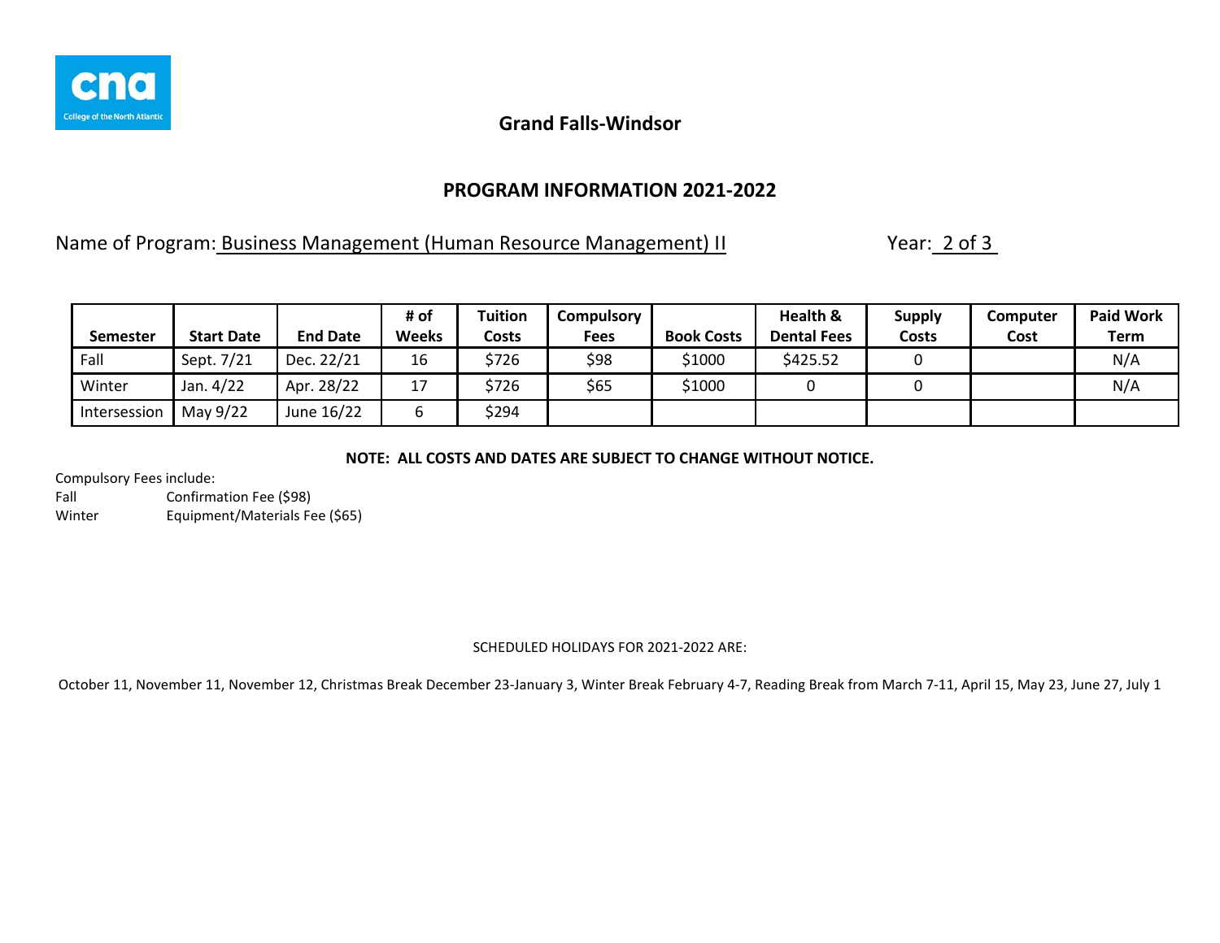Grand Falls-Windsor

## PROGRAM INFORMATION 2021-2022

Name of Program: Business Management (Human Resource Management) II

Year: 2 of 3

| Semester | Start Date | End Date | # of Weeks | Tuition Costs | Compulsory Fees | Book Costs | Health & Dental Fees | Supply Costs | Computer Cost | Paid Work Term |
|---|---|---|---|---|---|---|---|---|---|---|
| Fall | Sept. 7/21 | Dec. 22/21 | 16 | $726 | $98 | $1000 | $425.52 | 0 | | N/A |
| Winter | Jan. 4/22 | Apr. 28/22 | 17 | $726 | $65 | $1000 | 0 | 0 | | N/A |
| Intersession | May 9/22 | June 16/22 | 6 | $294 | | | | | | |

**NOTE: ALL COSTS AND DATES ARE SUBJECT TO CHANGE WITHOUT NOTICE.**

Compulsory Fees include:

Fall Confirmation Fee ($98)

Winter Equipment/Materials Fee ($65)

SCHEDULED HOLIDAYS FOR 2021-2022 ARE:

October 11, November 11, November 12, Christmas Break December 23-January 3, Winter Break February 4-7, Reading Break from March 7-11, April 15, May 23, June 27, July 1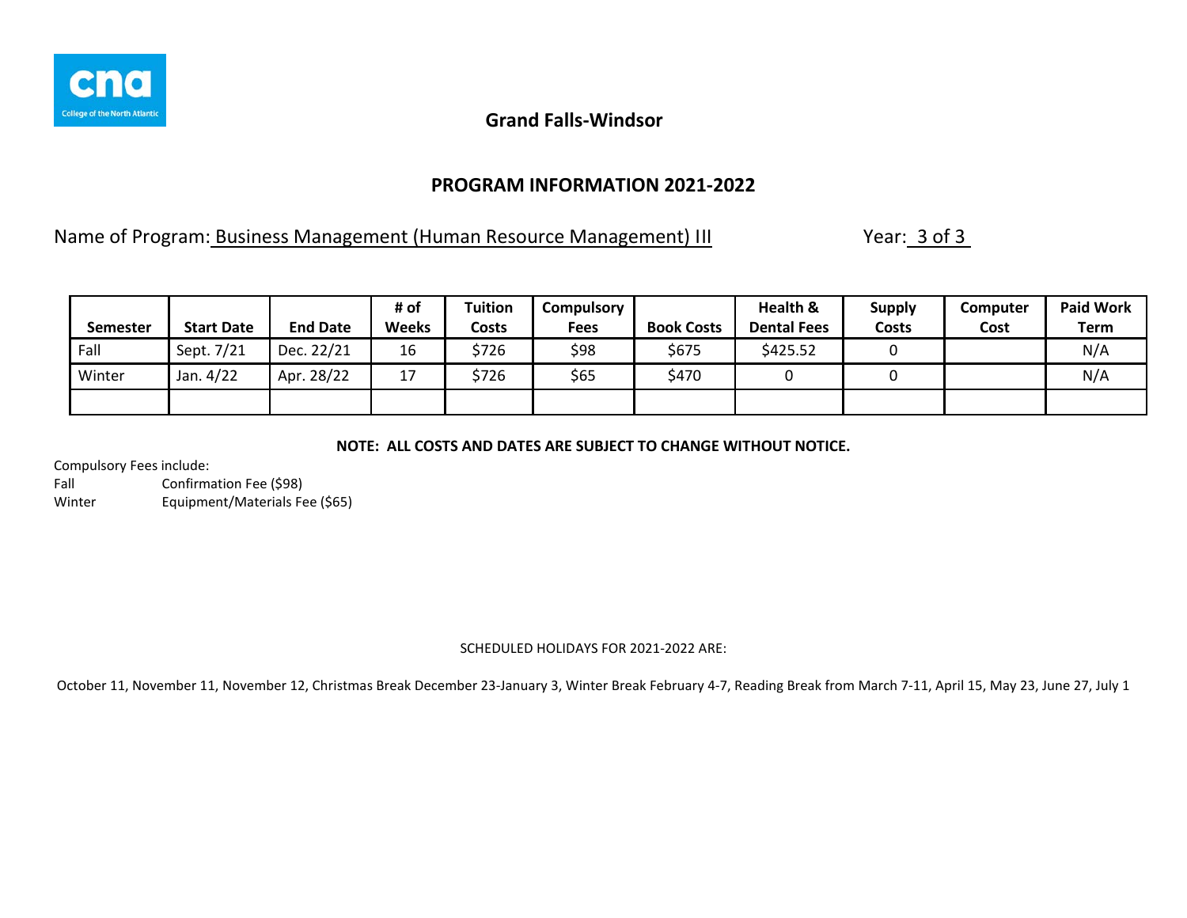## Grand Falls-Windsor

## PROGRAM INFORMATION 2021-2022

Name of Program: Business Management (Human Resource Management) III Year: 3 of 3

| Semester | Start Date | End Date | # of Weeks | Tuition Costs | Compulsory Fees | Book Costs | Health & Dental Fees | Supply Costs | Computer Cost | Paid Work Term |
|---|---|---|---|---|---|---|---|---|---|---|
| Fall | Sept. 7/21 | Dec. 22/21 | 16 | $726 | $98 | $675 | $425.52 | 0 | | N/A |
| Winter | Jan. 4/22 | Apr. 28/22 | 17 | $726 | $65 | $470 | 0 | 0 | | N/A |
| | | | | | | | | | | |

**NOTE: ALL COSTS AND DATES ARE SUBJECT TO CHANGE WITHOUT NOTICE.**

Compulsory Fees include:
Fall Confirmation Fee ($98)
Winter Equipment/Materials Fee ($65)

SCHEDULED HOLIDAYS FOR 2021-2022 ARE:

October 11, November 11, November 12, Christmas Break December 23-January 3, Winter Break February 4-7, Reading Break from March 7-11, April 15, May 23, June 27, July 1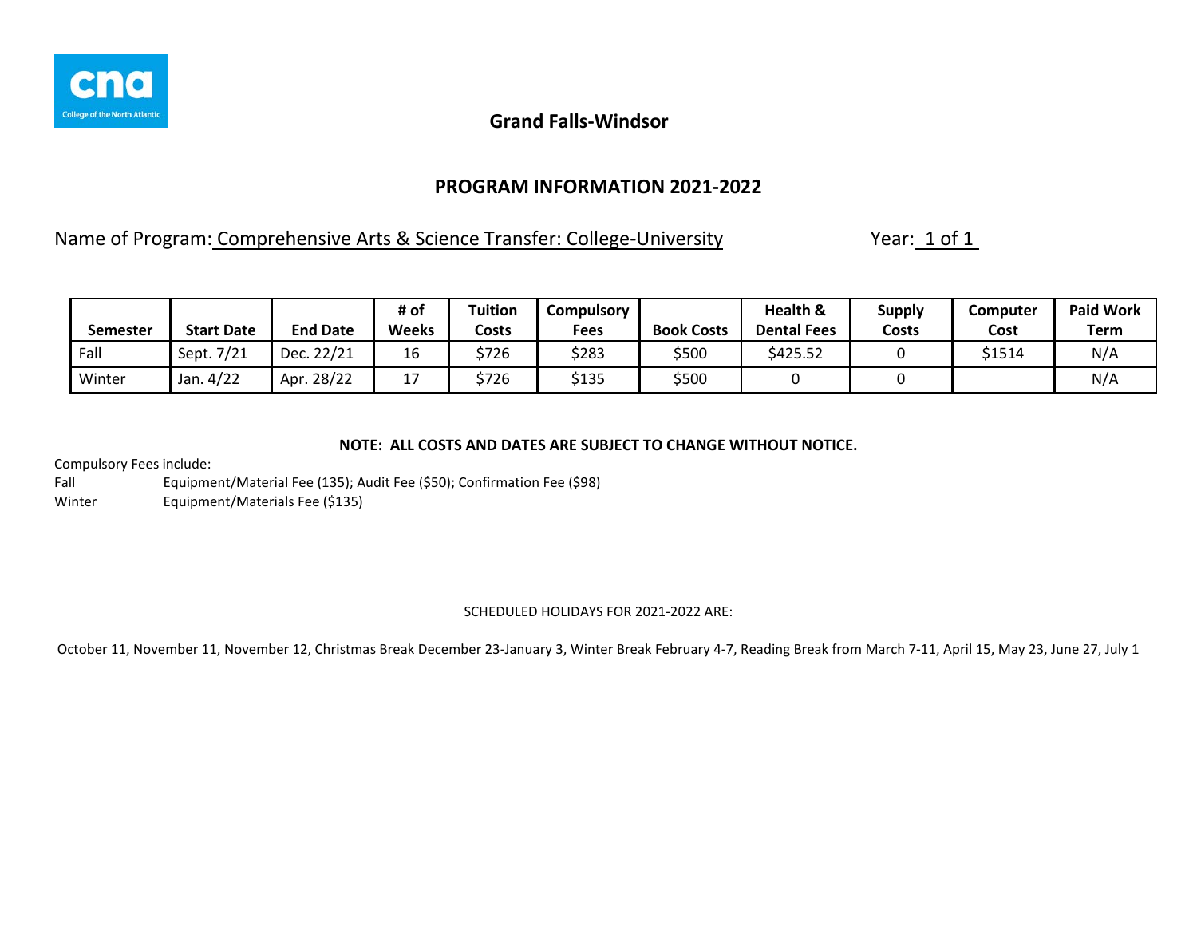**Grand Falls-Windsor**

## PROGRAM INFORMATION 2021-2022

Name of Program: Comprehensive Arts & Science Transfer: College-University Year: 1 of 1

| Semester | Start Date | End Date | # of Weeks | Tuition Costs | Compulsory Fees | Book Costs | Health & Dental Fees | Supply Costs | Computer Cost | Paid Work Term |
|---|---|---|---|---|---|---|---|---|---|---|
| Fall | Sept. 7/21 | Dec. 22/21 | 16 | $726 | $283 | $500 | $425.52 | 0 | $1514 | N/A |
| Winter | Jan. 4/22 | Apr. 28/22 | 17 | $726 | $135 | $500 | 0 | 0 | | N/A |

**NOTE: ALL COSTS AND DATES ARE SUBJECT TO CHANGE WITHOUT NOTICE.**

Compulsory Fees include:

Fall Equipment/Material Fee (135); Audit Fee ($50); Confirmation Fee ($98)

Winter Equipment/Materials Fee ($135)

SCHEDULED HOLIDAYS FOR 2021-2022 ARE:

October 11, November 11, November 12, Christmas Break December 23-January 3, Winter Break February 4-7, Reading Break from March 7-11, April 15, May 23, June 27, July 1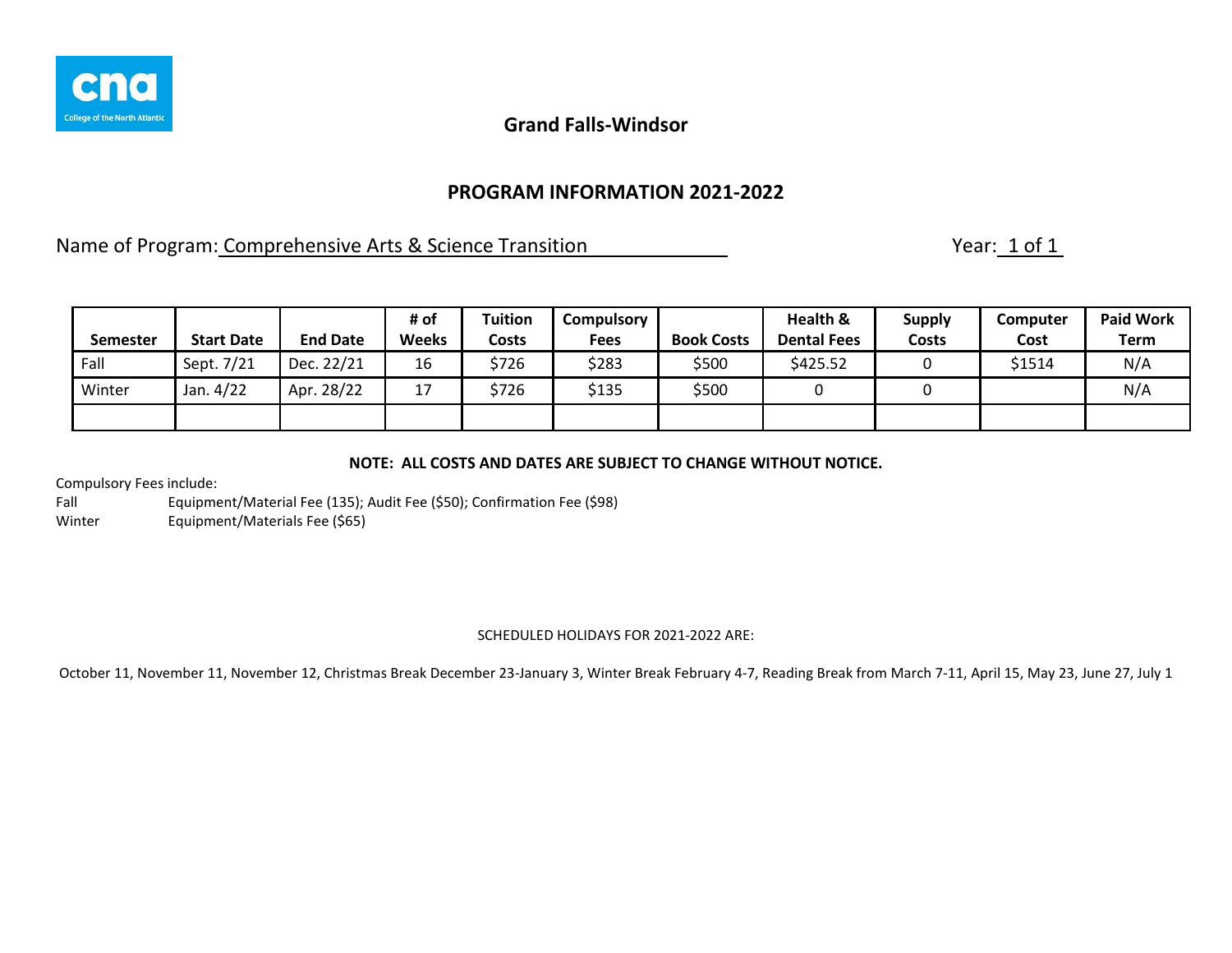## Grand Falls-Windsor

## PROGRAM INFORMATION 2021-2022

Name of Program: Comprehensive Arts & Science Transition

Year: 1 of 1

| Semester | Start Date | End Date | # of Weeks | Tuition Costs | Compulsory Fees | Book Costs | Health & Dental Fees | Supply Costs | Computer Cost | Paid Work Term |
|---|---|---|---|---|---|---|---|---|---|---|
| Fall | Sept. 7/21 | Dec. 22/21 | 16 | $726 | $283 | $500 | $425.52 | 0 | $1514 | N/A |
| Winter | Jan. 4/22 | Apr. 28/22 | 17 | $726 | $135 | $500 | 0 | 0 | | N/A |
| | | | | | | | | | | |

**NOTE: ALL COSTS AND DATES ARE SUBJECT TO CHANGE WITHOUT NOTICE.**

Compulsory Fees include:

Fall Equipment/Material Fee (135); Audit Fee ($50); Confirmation Fee ($98)

Winter Equipment/Materials Fee ($65)

SCHEDULED HOLIDAYS FOR 2021-2022 ARE:

October 11, November 11, November 12, Christmas Break December 23-January 3, Winter Break February 4-7, Reading Break from March 7-11, April 15, May 23, June 27, July 1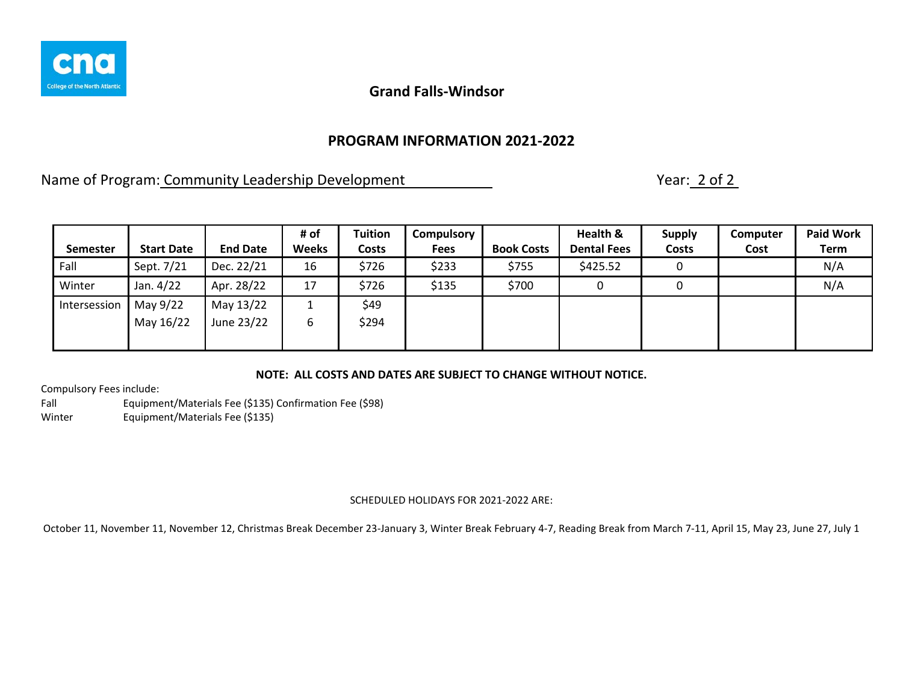**Grand Falls-Windsor**

## PROGRAM INFORMATION 2021-2022

Name of Program: Community Leadership Development Year: 2 of 2

| Semester | Start Date | End Date | # of Weeks | Tuition Costs | Compulsory Fees | Book Costs | Health & Dental Fees | Supply Costs | Computer Cost | Paid Work Term |
|---|---|---|---|---|---|---|---|---|---|---|
| Fall | Sept. 7/21 | Dec. 22/21 | 16 | $726 | $233 | $755 | $425.52 | 0 | | N/A |
| Winter | Jan. 4/22 | Apr. 28/22 | 17 | $726 | $135 | $700 | 0 | 0 | | N/A |
| Intersession | May 9/22<br>May 16/22 | May 13/22<br>June 23/22 | 1<br>6 | $49<br>$294 | | | | | | |

**NOTE: ALL COSTS AND DATES ARE SUBJECT TO CHANGE WITHOUT NOTICE.**

Compulsory Fees include:

Fall Equipment/Materials Fee ($135) Confirmation Fee ($98)

Winter Equipment/Materials Fee ($135)

SCHEDULED HOLIDAYS FOR 2021-2022 ARE:

October 11, November 11, November 12, Christmas Break December 23-January 3, Winter Break February 4-7, Reading Break from March 7-11, April 15, May 23, June 27, July 1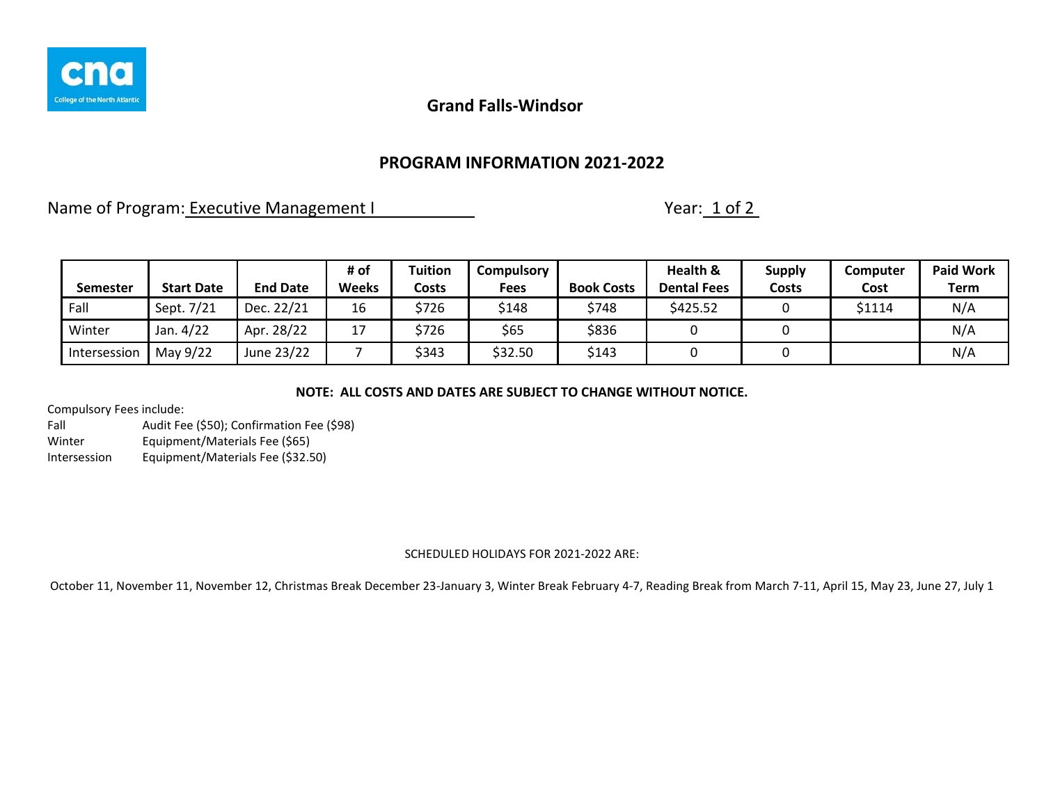**Grand Falls-Windsor**

## PROGRAM INFORMATION 2021-2022

Name of Program: Executive Management I    Year: 1 of 2

| Semester | Start Date | End Date | # of Weeks | Tuition Costs | Compulsory Fees | Book Costs | Health & Dental Fees | Supply Costs | Computer Cost | Paid Work Term |
|---|---|---|---|---|---|---|---|---|---|---|
| Fall | Sept. 7/21 | Dec. 22/21 | 16 | $726 | $148 | $748 | $425.52 | 0 | $1114 | N/A |
| Winter | Jan. 4/22 | Apr. 28/22 | 17 | $726 | $65 | $836 | 0 | 0 | | N/A |
| Intersession | May 9/22 | June 23/22 | 7 | $343 | $32.50 | $143 | 0 | 0 | | N/A |

**NOTE: ALL COSTS AND DATES ARE SUBJECT TO CHANGE WITHOUT NOTICE.**

Compulsory Fees include:

Fall    Audit Fee ($50); Confirmation Fee ($98)

Winter    Equipment/Materials Fee ($65)

Intersession    Equipment/Materials Fee ($32.50)

SCHEDULED HOLIDAYS FOR 2021-2022 ARE:

October 11, November 11, November 12, Christmas Break December 23-January 3, Winter Break February 4-7, Reading Break from March 7-11, April 15, May 23, June 27, July 1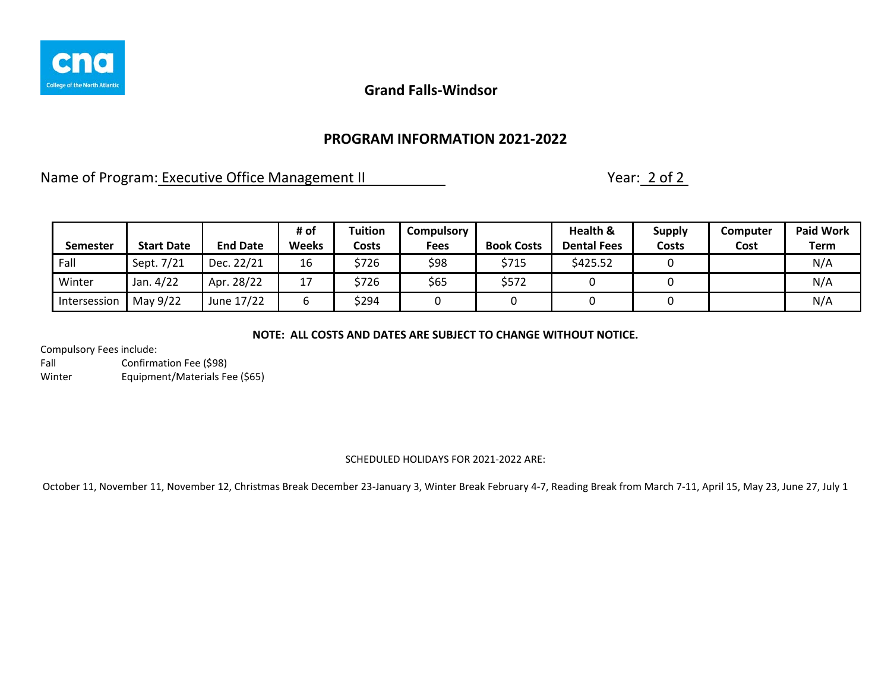**Grand Falls-Windsor**

## PROGRAM INFORMATION 2021-2022

Name of Program: Executive Office Management II

Year: 2 of 2

| Semester | Start Date | End Date | # of Weeks | Tuition Costs | Compulsory Fees | Book Costs | Health & Dental Fees | Supply Costs | Computer Cost | Paid Work Term |
|---|---|---|---|---|---|---|---|---|---|---|
| Fall | Sept. 7/21 | Dec. 22/21 | 16 | $726 | $98 | $715 | $425.52 | 0 | | N/A |
| Winter | Jan. 4/22 | Apr. 28/22 | 17 | $726 | $65 | $572 | 0 | 0 | | N/A |
| Intersession | May 9/22 | June 17/22 | 6 | $294 | 0 | 0 | 0 | 0 | | N/A |

**NOTE: ALL COSTS AND DATES ARE SUBJECT TO CHANGE WITHOUT NOTICE.**

Compulsory Fees include:
Fall Confirmation Fee ($98)
Winter Equipment/Materials Fee ($65)

SCHEDULED HOLIDAYS FOR 2021-2022 ARE:

October 11, November 11, November 12, Christmas Break December 23-January 3, Winter Break February 4-7, Reading Break from March 7-11, April 15, May 23, June 27, July 1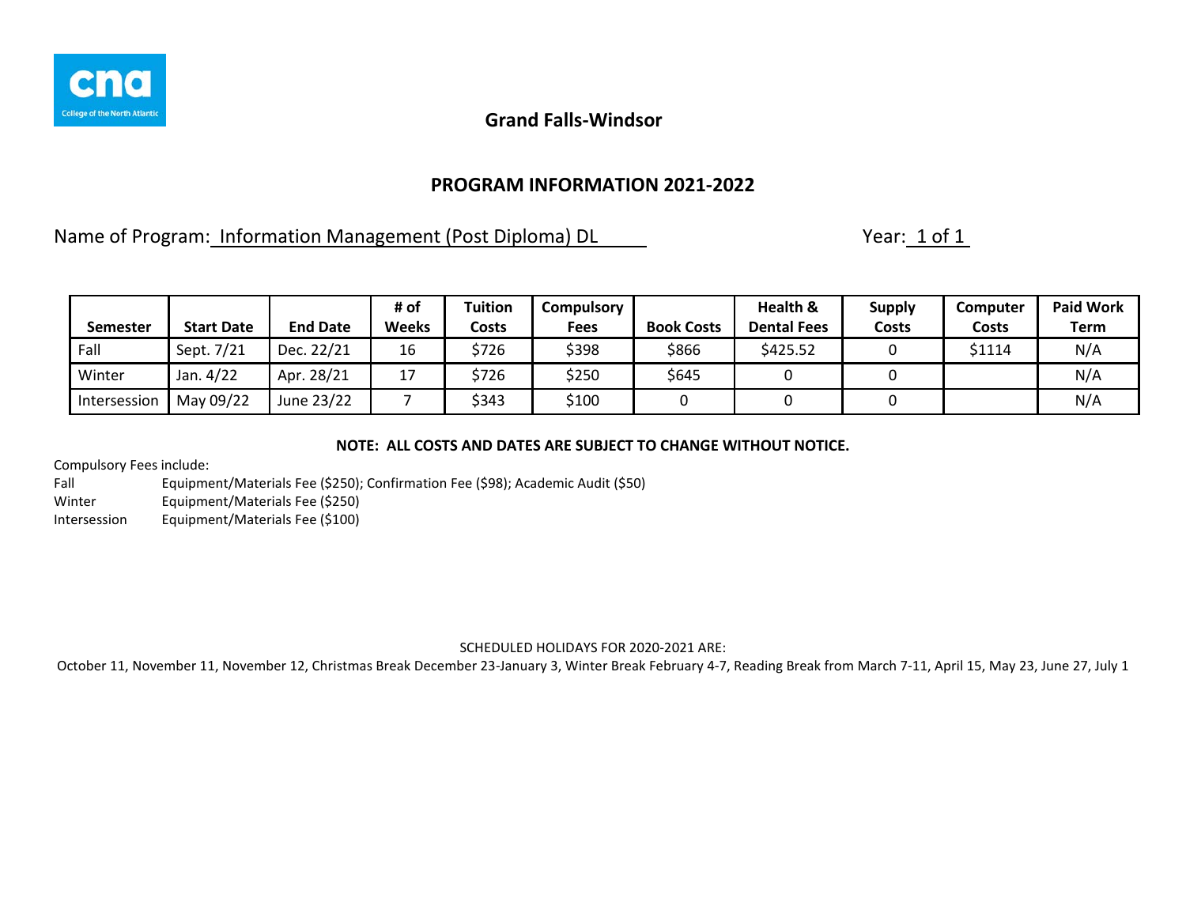**Grand Falls-Windsor**

## PROGRAM INFORMATION 2021-2022

Name of Program: Information Management (Post Diploma) DL Year: 1 of 1

| Semester | Start Date | End Date | # of Weeks | Tuition Costs | Compulsory Fees | Book Costs | Health & Dental Fees | Supply Costs | Computer Costs | Paid Work Term |
|---|---|---|---|---|---|---|---|---|---|---|
| Fall | Sept. 7/21 | Dec. 22/21 | 16 | $726 | $398 | $866 | $425.52 | 0 | $1114 | N/A |
| Winter | Jan. 4/22 | Apr. 28/21 | 17 | $726 | $250 | $645 | 0 | 0 | | N/A |
| Intersession | May 09/22 | June 23/22 | 7 | $343 | $100 | 0 | 0 | 0 | | N/A |

**NOTE: ALL COSTS AND DATES ARE SUBJECT TO CHANGE WITHOUT NOTICE.**

Compulsory Fees include:

Fall Equipment/Materials Fee ($250); Confirmation Fee ($98); Academic Audit ($50)

Winter Equipment/Materials Fee ($250)

Intersession Equipment/Materials Fee ($100)

SCHEDULED HOLIDAYS FOR 2020-2021 ARE:

October 11, November 11, November 12, Christmas Break December 23-January 3, Winter Break February 4-7, Reading Break from March 7-11, April 15, May 23, June 27, July 1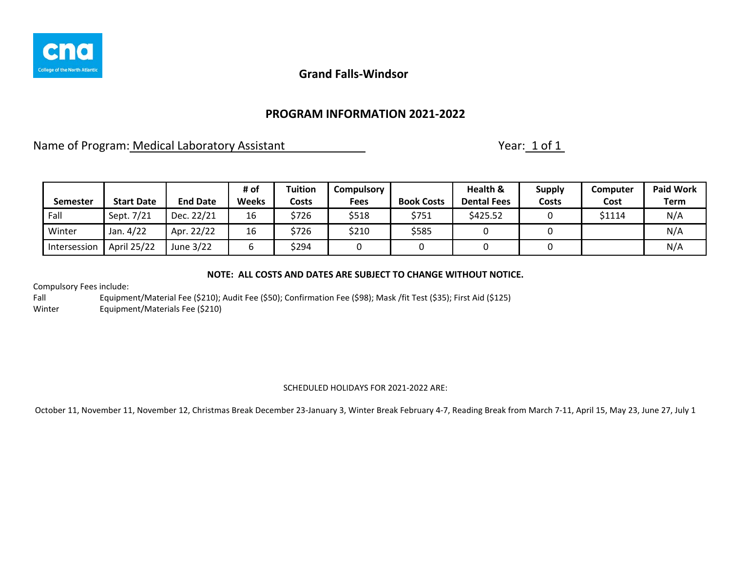Grand Falls-Windsor

## PROGRAM INFORMATION 2021-2022

Name of Program: Medical Laboratory Assistant

Year: 1 of 1

| Semester | Start Date | End Date | # of Weeks | Tuition Costs | Compulsory Fees | Book Costs | Health & Dental Fees | Supply Costs | Computer Cost | Paid Work Term |
|---|---|---|---|---|---|---|---|---|---|---|
| Fall | Sept. 7/21 | Dec. 22/21 | 16 | $726 | $518 | $751 | $425.52 | 0 | $1114 | N/A |
| Winter | Jan. 4/22 | Apr. 22/22 | 16 | $726 | $210 | $585 | 0 | 0 | | N/A |
| Intersession | April 25/22 | June 3/22 | 6 | $294 | 0 | 0 | 0 | 0 | | N/A |

**NOTE: ALL COSTS AND DATES ARE SUBJECT TO CHANGE WITHOUT NOTICE.**

Compulsory Fees include:

Fall Equipment/Material Fee ($210); Audit Fee ($50); Confirmation Fee ($98); Mask /fit Test ($35); First Aid ($125)

Winter Equipment/Materials Fee ($210)

SCHEDULED HOLIDAYS FOR 2021-2022 ARE:

October 11, November 11, November 12, Christmas Break December 23-January 3, Winter Break February 4-7, Reading Break from March 7-11, April 15, May 23, June 27, July 1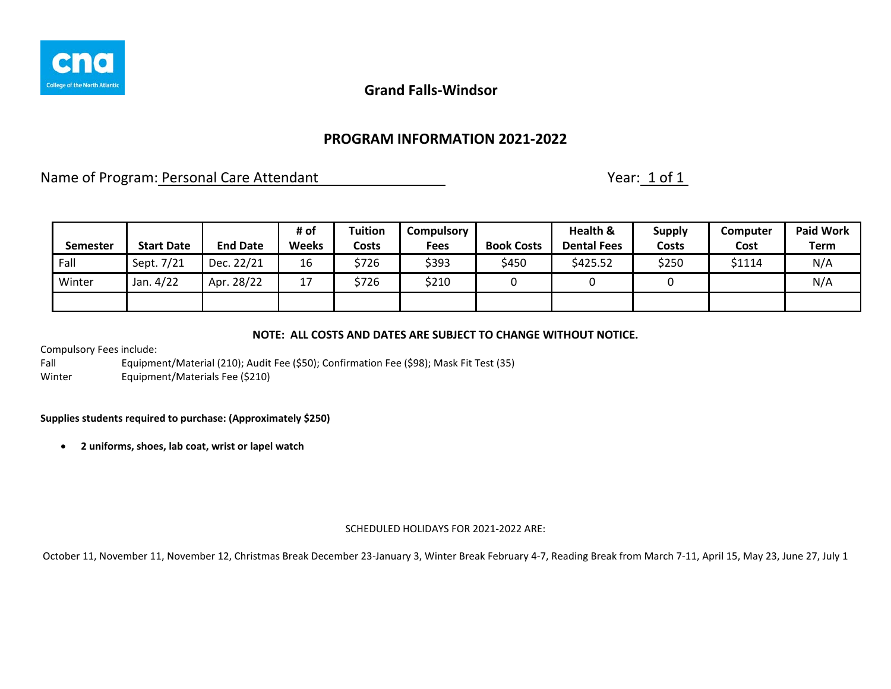**Grand Falls-Windsor**

## PROGRAM INFORMATION 2021-2022

Name of Program: Personal Care Attendant                                        Year: 1 of 1

| Semester | Start Date | End Date | # of Weeks | Tuition Costs | Compulsory Fees | Book Costs | Health & Dental Fees | Supply Costs | Computer Cost | Paid Work Term |
|---|---|---|---|---|---|---|---|---|---|---|
| Fall | Sept. 7/21 | Dec. 22/21 | 16 | $726 | $393 | $450 | $425.52 | $250 | $1114 | N/A |
| Winter | Jan. 4/22 | Apr. 28/22 | 17 | $726 | $210 | 0 | 0 | 0 | | N/A |
| | | | | | | | | | | |

**NOTE: ALL COSTS AND DATES ARE SUBJECT TO CHANGE WITHOUT NOTICE.**

Compulsory Fees include:

Fall        Equipment/Material (210); Audit Fee ($50); Confirmation Fee ($98); Mask Fit Test (35)

Winter        Equipment/Materials Fee ($210)

**Supplies students required to purchase: (Approximately $250)**

- **2 uniforms, shoes, lab coat, wrist or lapel watch**

SCHEDULED HOLIDAYS FOR 2021-2022 ARE:

October 11, November 11, November 12, Christmas Break December 23-January 3, Winter Break February 4-7, Reading Break from March 7-11, April 15, May 23, June 27, July 1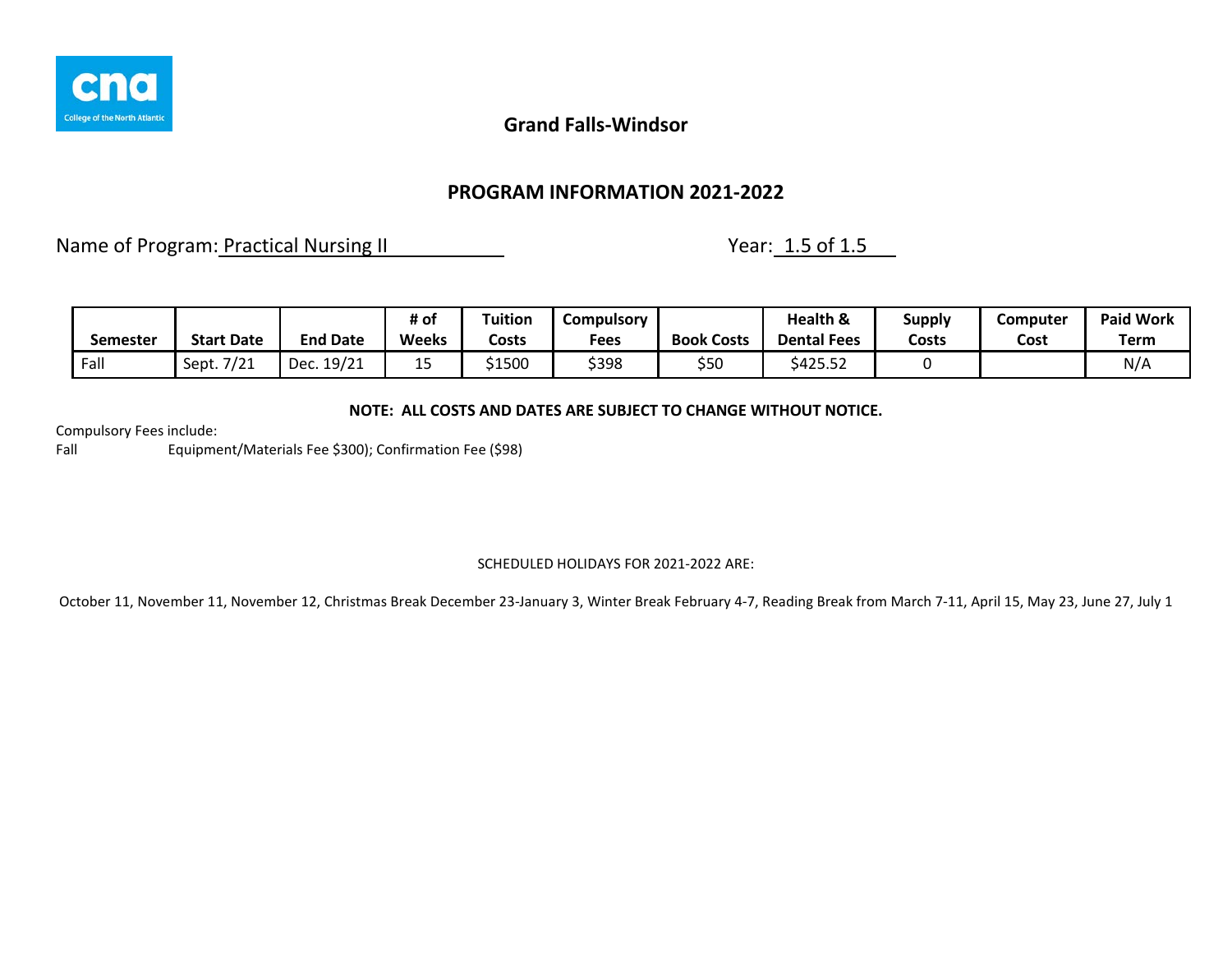Grand Falls-Windsor

## PROGRAM INFORMATION 2021-2022

Name of Program: Practical Nursing II Year: 1.5 of 1.5

| Semester | Start Date | End Date | # of Weeks | Tuition Costs | Compulsory Fees | Book Costs | Health & Dental Fees | Supply Costs | Computer Cost | Paid Work Term |
|---|---|---|---|---|---|---|---|---|---|---|
| Fall | Sept. 7/21 | Dec. 19/21 | 15 | $1500 | $398 | $50 | $425.52 | 0 | | N/A |

**NOTE: ALL COSTS AND DATES ARE SUBJECT TO CHANGE WITHOUT NOTICE.**

Compulsory Fees include:

Fall Equipment/Materials Fee $300); Confirmation Fee ($98)

SCHEDULED HOLIDAYS FOR 2021-2022 ARE:

October 11, November 11, November 12, Christmas Break December 23-January 3, Winter Break February 4-7, Reading Break from March 7-11, April 15, May 23, June 27, July 1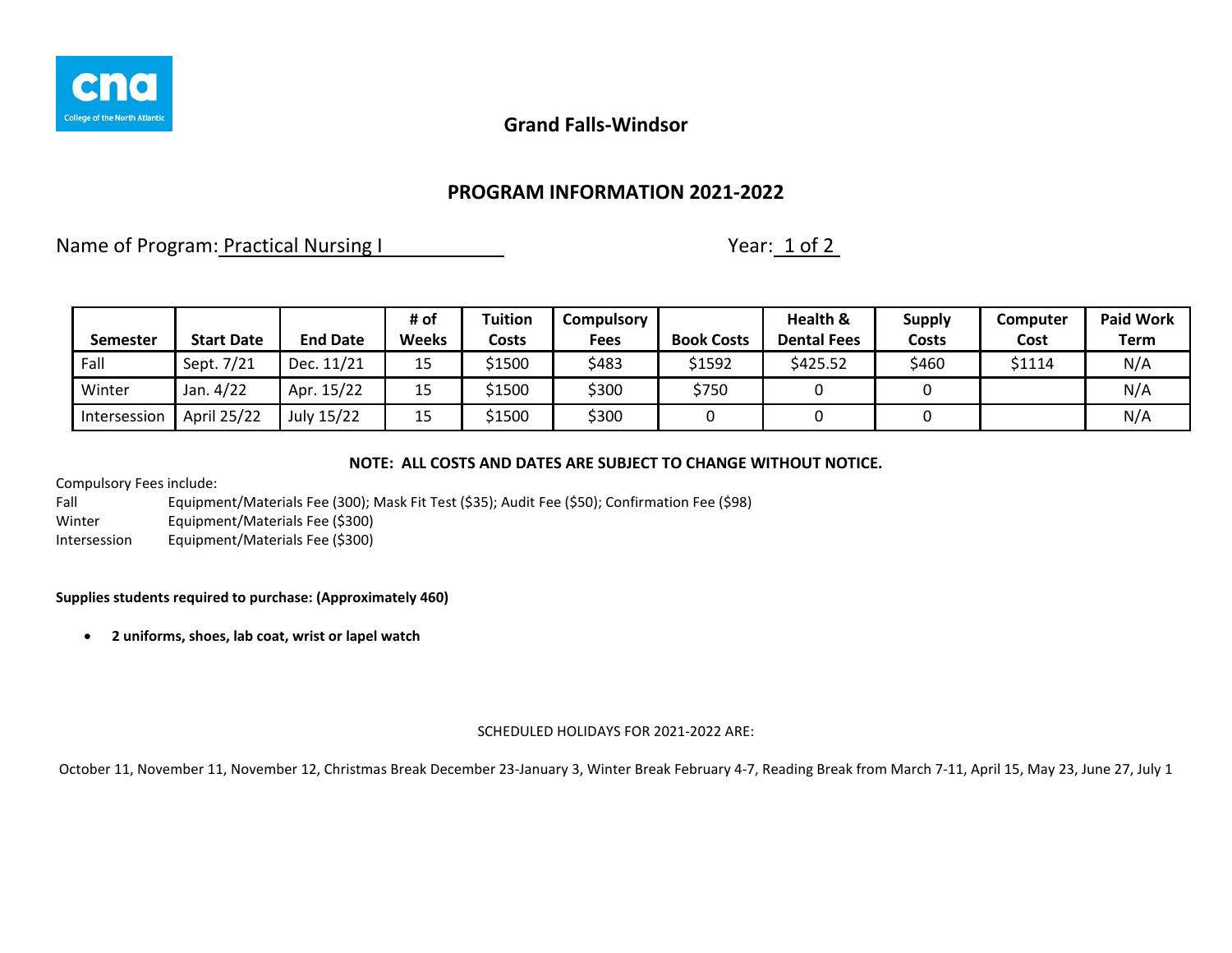## Grand Falls-Windsor

## PROGRAM INFORMATION 2021-2022

Name of Program: Practical Nursing I                                                    Year: 1 of 2

| Semester | Start Date | End Date | # of Weeks | Tuition Costs | Compulsory Fees | Book Costs | Health & Dental Fees | Supply Costs | Computer Cost | Paid Work Term |
|---|---|---|---|---|---|---|---|---|---|---|
| Fall | Sept. 7/21 | Dec. 11/21 | 15 | $1500 | $483 | $1592 | $425.52 | $460 | $1114 | N/A |
| Winter | Jan. 4/22 | Apr. 15/22 | 15 | $1500 | $300 | $750 | 0 | 0 | | N/A |
| Intersession | April 25/22 | July 15/22 | 15 | $1500 | $300 | 0 | 0 | 0 | | N/A |

**NOTE: ALL COSTS AND DATES ARE SUBJECT TO CHANGE WITHOUT NOTICE.**

Compulsory Fees include:
Fall          Equipment/Materials Fee (300); Mask Fit Test ($35); Audit Fee ($50); Confirmation Fee ($98)
Winter        Equipment/Materials Fee ($300)
Intersession  Equipment/Materials Fee ($300)

**Supplies students required to purchase: (Approximately 460)**

- **2 uniforms, shoes, lab coat, wrist or lapel watch**

SCHEDULED HOLIDAYS FOR 2021-2022 ARE:

October 11, November 11, November 12, Christmas Break December 23-January 3, Winter Break February 4-7, Reading Break from March 7-11, April 15, May 23, June 27, July 1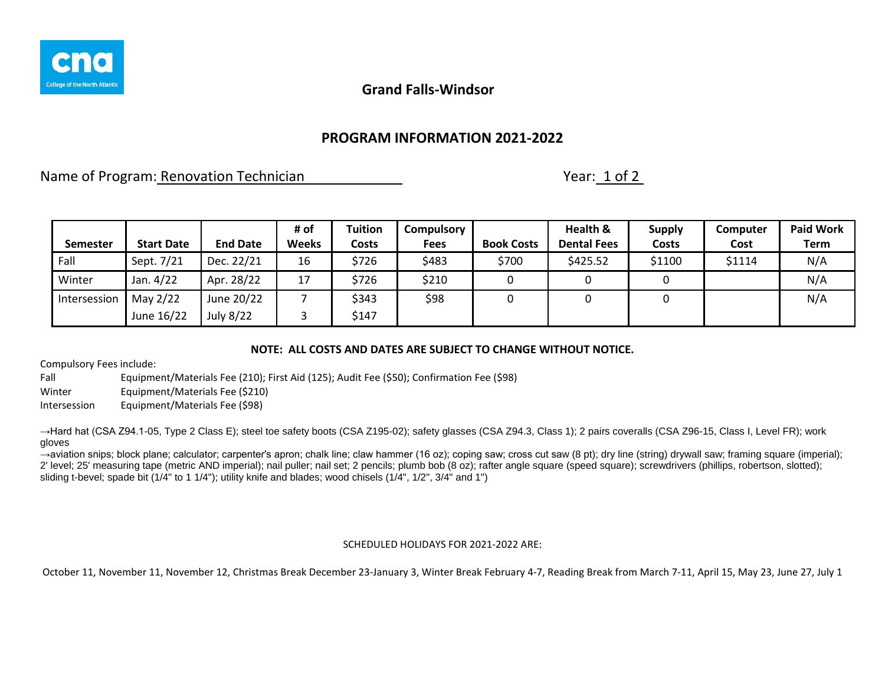## Grand Falls-Windsor

## PROGRAM INFORMATION 2021-2022

Name of Program: Renovation Technician  Year: 1 of 2

| Semester | Start Date | End Date | # of Weeks | Tuition Costs | Compulsory Fees | Book Costs | Health & Dental Fees | Supply Costs | Computer Cost | Paid Work Term |
|---|---|---|---|---|---|---|---|---|---|---|
| Fall | Sept. 7/21 | Dec. 22/21 | 16 | $726 | $483 | $700 | $425.52 | $1100 | $1114 | N/A |
| Winter | Jan. 4/22 | Apr. 28/22 | 17 | $726 | $210 | 0 | 0 | 0 | | N/A |
| Intersession | May 2/22 | June 20/22 | 7 | $343 | $98 | 0 | 0 | 0 | | N/A |
| | June 16/22 | July 8/22 | 3 | $147 | | | | | | |

**NOTE: ALL COSTS AND DATES ARE SUBJECT TO CHANGE WITHOUT NOTICE.**

Compulsory Fees include:

Fall Equipment/Materials Fee (210); First Aid (125); Audit Fee ($50); Confirmation Fee ($98)

Winter Equipment/Materials Fee ($210)

Intersession Equipment/Materials Fee ($98)

→Hard hat (CSA Z94.1-05, Type 2 Class E); steel toe safety boots (CSA Z195-02); safety glasses (CSA Z94.3, Class 1); 2 pairs coveralls (CSA Z96-15, Class I, Level FR); work gloves

→aviation snips; block plane; calculator; carpenter's apron; chalk line; claw hammer (16 oz); coping saw; cross cut saw (8 pt); dry line (string) drywall saw; framing square (imperial); 2' level; 25' measuring tape (metric AND imperial); nail puller; nail set; 2 pencils; plumb bob (8 oz); rafter angle square (speed square); screwdrivers (phillips, robertson, slotted); sliding t-bevel; spade bit (1/4" to 1 1/4"); utility knife and blades; wood chisels (1/4", 1/2", 3/4" and 1")

SCHEDULED HOLIDAYS FOR 2021-2022 ARE:

October 11, November 11, November 12, Christmas Break December 23-January 3, Winter Break February 4-7, Reading Break from March 7-11, April 15, May 23, June 27, July 1